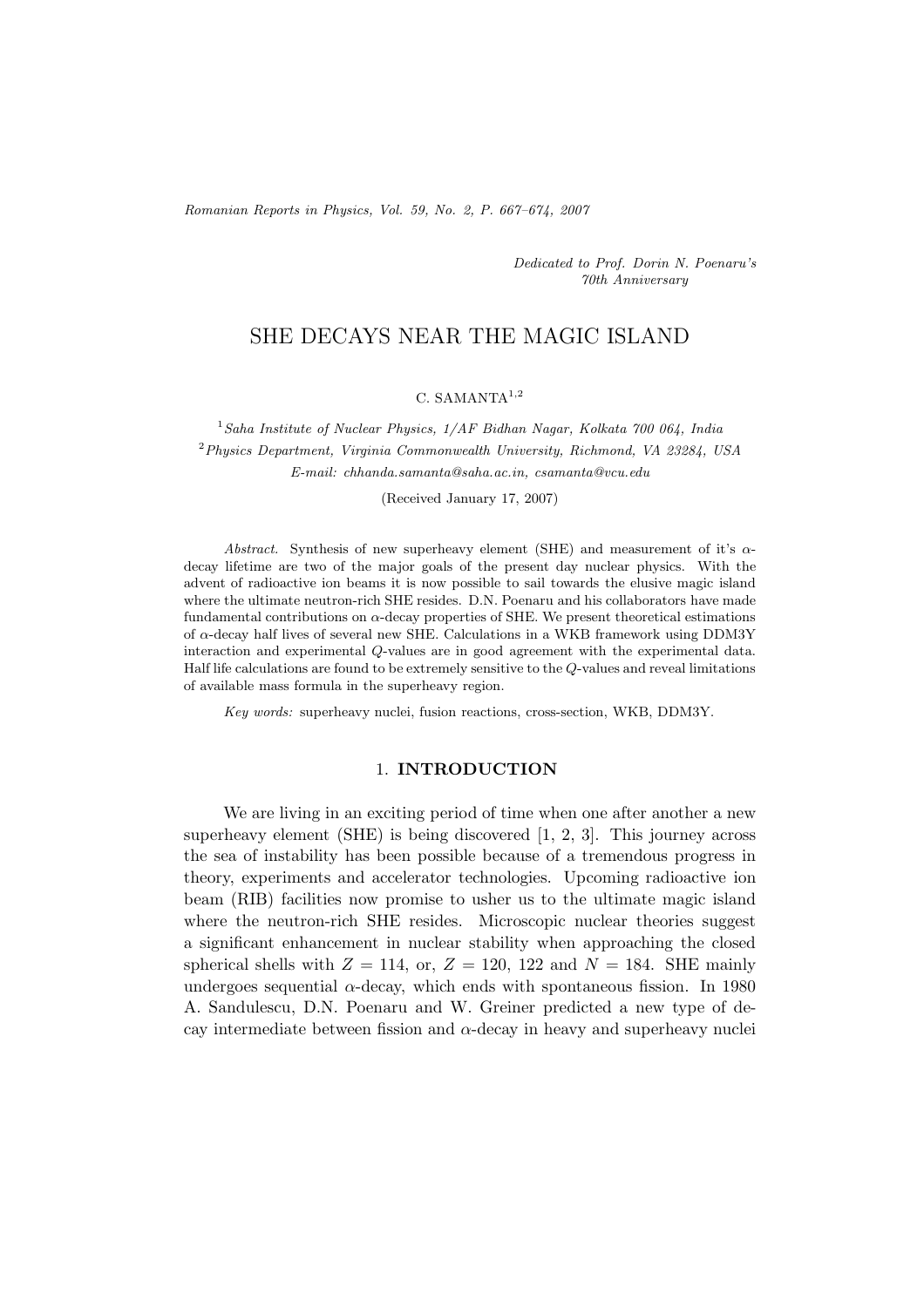Dedicated to Prof. Dorin N. Poenaru's 70th Anniversary

# SHE DECAYS NEAR THE MAGIC ISLAND

C. SAMANTA[1,2]

[1] *Saha Institute of Nuclear Physics, 1/AF Bidhan Nagar, Kolkata 700 064, India*
[2] *Physics Department, Virginia Commonwealth University, Richmond, VA 23284, USA*
*E-mail: chhanda.samanta@saha.ac.in, csamanta@vcu.edu*

(Received January 17, 2007)

*Abstract.* Synthesis of new superheavy element (SHE) and measurement of it's $\alpha$-decay lifetime are two of the major goals of the present day nuclear physics. With the advent of radioactive ion beams it is now possible to sail towards the elusive magic island where the ultimate neutron-rich SHE resides. D.N. Poenaru and his collaborators have made fundamental contributions on $\alpha$-decay properties of SHE. We present theoretical estimations of $\alpha$-decay half lives of several new SHE. Calculations in a WKB framework using DDM3Y interaction and experimental $Q$-values are in good agreement with the experimental data. Half life calculations are found to be extremely sensitive to the $Q$-values and reveal limitations of available mass formula in the superheavy region.

*Key words:* superheavy nuclei, fusion reactions, cross-section, WKB, DDM3Y.

## 1. INTRODUCTION

We are living in an exciting period of time when one after another a new superheavy element (SHE) is being discovered [1, 2, 3]. This journey across the sea of instability has been possible because of a tremendous progress in theory, experiments and accelerator technologies. Upcoming radioactive ion beam (RIB) facilities now promise to usher us to the ultimate magic island where the neutron-rich SHE resides. Microscopic nuclear theories suggest a significant enhancement in nuclear stability when approaching the closed spherical shells with $Z = 114$, or, $Z = 120$, 122 and $N = 184$. SHE mainly undergoes sequential $\alpha$-decay, which ends with spontaneous fission. In 1980 A. Sandulescu, D.N. Poenaru and W. Greiner predicted a new type of decay intermediate between fission and $\alpha$-decay in heavy and superheavy nuclei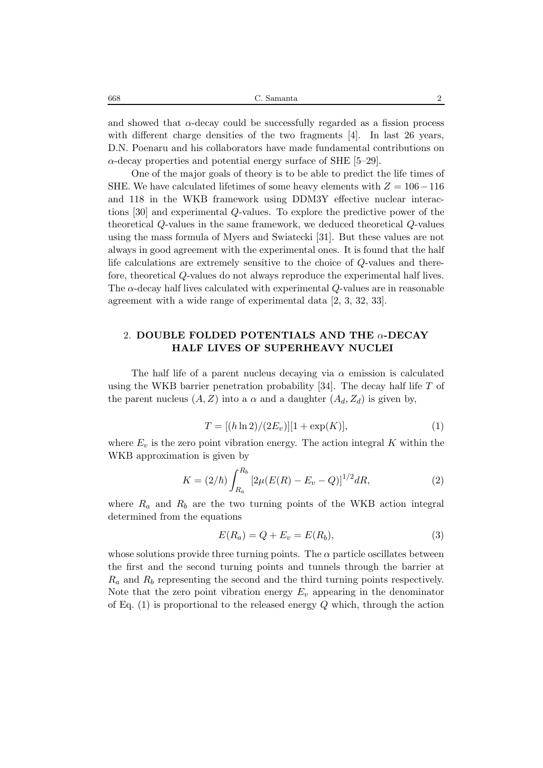and showed that $\alpha$-decay could be successfully regarded as a fission process with different charge densities of the two fragments [4]. In last 26 years, D.N. Poenaru and his collaborators have made fundamental contributions on $\alpha$-decay properties and potential energy surface of SHE [5–29].

One of the major goals of theory is to be able to predict the life times of SHE. We have calculated lifetimes of some heavy elements with $Z = 106 - 116$ and 118 in the WKB framework using DDM3Y effective nuclear interactions [30] and experimental $Q$-values. To explore the predictive power of the theoretical $Q$-values in the same framework, we deduced theoretical $Q$-values using the mass formula of Myers and Swiatecki [31]. But these values are not always in good agreement with the experimental ones. It is found that the half life calculations are extremely sensitive to the choice of $Q$-values and therefore, theoretical $Q$-values do not always reproduce the experimental half lives. The $\alpha$-decay half lives calculated with experimental $Q$-values are in reasonable agreement with a wide range of experimental data [2, 3, 32, 33].

## 2. DOUBLE FOLDED POTENTIALS AND THE $\alpha$-DECAY HALF LIVES OF SUPERHEAVY NUCLEI

The half life of a parent nucleus decaying via $\alpha$ emission is calculated using the WKB barrier penetration probability [34]. The decay half life $T$ of the parent nucleus $(A, Z)$ into a $\alpha$ and a daughter $(A_d, Z_d)$ is given by,

$$T = [(h \ln 2)/(2E_v)][1 + \exp(K)], \tag{1}$$

where $E_v$ is the zero point vibration energy. The action integral $K$ within the WKB approximation is given by

$$K = (2/\hbar) \int_{R_a}^{R_b} [2\mu(E(R) - E_v - Q)]^{1/2} dR, \tag{2}$$

where $R_a$ and $R_b$ are the two turning points of the WKB action integral determined from the equations

$$E(R_a) = Q + E_v = E(R_b), \tag{3}$$

whose solutions provide three turning points. The $\alpha$ particle oscillates between the first and the second turning points and tunnels through the barrier at $R_a$ and $R_b$ representing the second and the third turning points respectively. Note that the zero point vibration energy $E_v$ appearing in the denominator of Eq. (1) is proportional to the released energy $Q$ which, through the action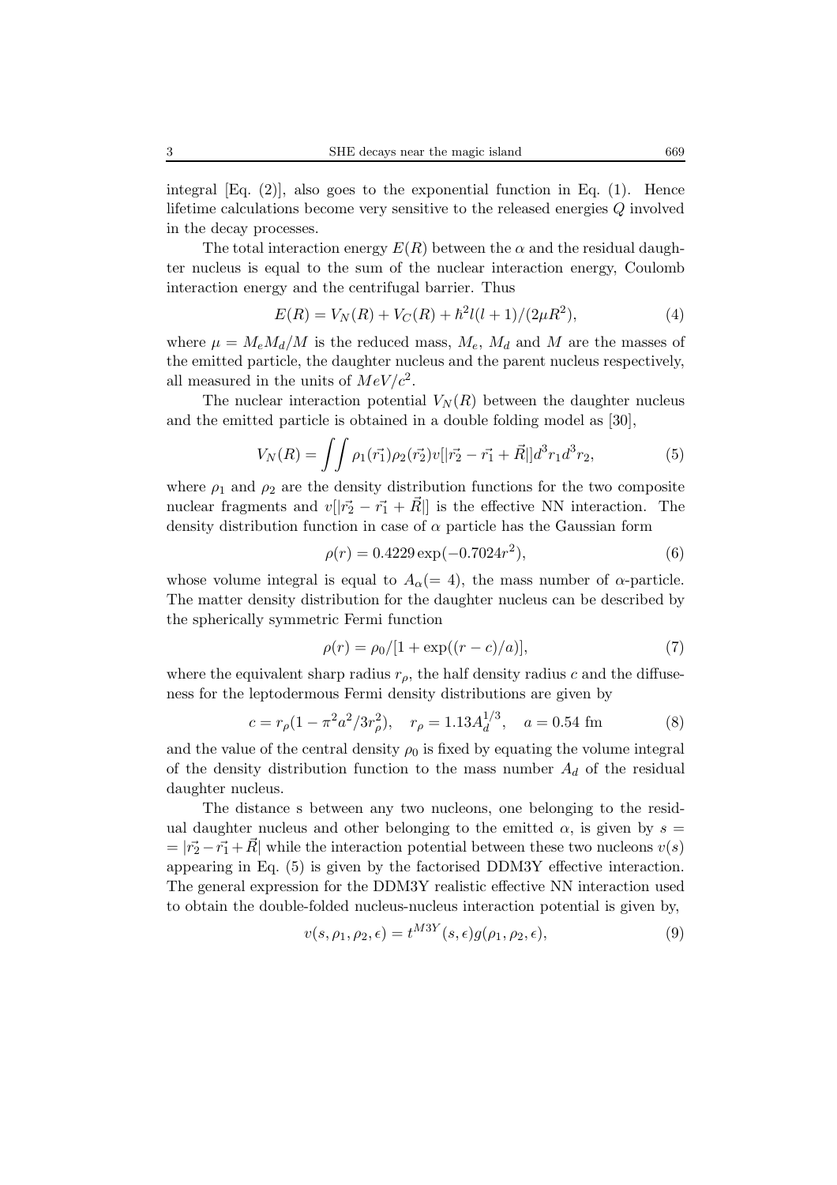integral [Eq. (2)], also goes to the exponential function in Eq. (1). Hence lifetime calculations become very sensitive to the released energies $Q$ involved in the decay processes.

The total interaction energy $E(R)$ between the $\alpha$ and the residual daughter nucleus is equal to the sum of the nuclear interaction energy, Coulomb interaction energy and the centrifugal barrier. Thus

$$E(R) = V_N(R) + V_C(R) + \hbar^2 l(l+1)/(2\mu R^2), \tag{4}$$

where $\mu = M_e M_d / M$ is the reduced mass, $M_e$, $M_d$ and $M$ are the masses of the emitted particle, the daughter nucleus and the parent nucleus respectively, all measured in the units of $MeV/c^2$.

The nuclear interaction potential $V_N(R)$ between the daughter nucleus and the emitted particle is obtained in a double folding model as [30],

$$V_N(R) = \int\int \rho_1(\vec{r_1})\rho_2(\vec{r_2}) v[|\vec{r_2} - \vec{r_1} + \vec{R}|] d^3r_1 d^3r_2, \tag{5}$$

where $\rho_1$ and $\rho_2$ are the density distribution functions for the two composite nuclear fragments and $v[|\vec{r_2} - \vec{r_1} + \vec{R}|]$ is the effective NN interaction. The density distribution function in case of $\alpha$ particle has the Gaussian form

$$\rho(r) = 0.4229 \exp(-0.7024 r^2), \tag{6}$$

whose volume integral is equal to $A_\alpha (= 4)$, the mass number of $\alpha$-particle. The matter density distribution for the daughter nucleus can be described by the spherically symmetric Fermi function

$$\rho(r) = \rho_0 / [1 + \exp((r - c)/a)], \tag{7}$$

where the equivalent sharp radius $r_\rho$, the half density radius $c$ and the diffuseness for the leptodermous Fermi density distributions are given by

$$c = r_\rho (1 - \pi^2 a^2 / 3 r_\rho^2), \quad r_\rho = 1.13 A_d^{1/3}, \quad a = 0.54 \text{ fm} \tag{8}$$

and the value of the central density $\rho_0$ is fixed by equating the volume integral of the density distribution function to the mass number $A_d$ of the residual daughter nucleus.

The distance s between any two nucleons, one belonging to the residual daughter nucleus and other belonging to the emitted $\alpha$, is given by $s = |\vec{r_2} - \vec{r_1} + \vec{R}|$ while the interaction potential between these two nucleons $v(s)$ appearing in Eq. (5) is given by the factorised DDM3Y effective interaction. The general expression for the DDM3Y realistic effective NN interaction used to obtain the double-folded nucleus-nucleus interaction potential is given by,

$$v(s, \rho_1, \rho_2, \epsilon) = t^{M3Y}(s, \epsilon) g(\rho_1, \rho_2, \epsilon), \tag{9}$$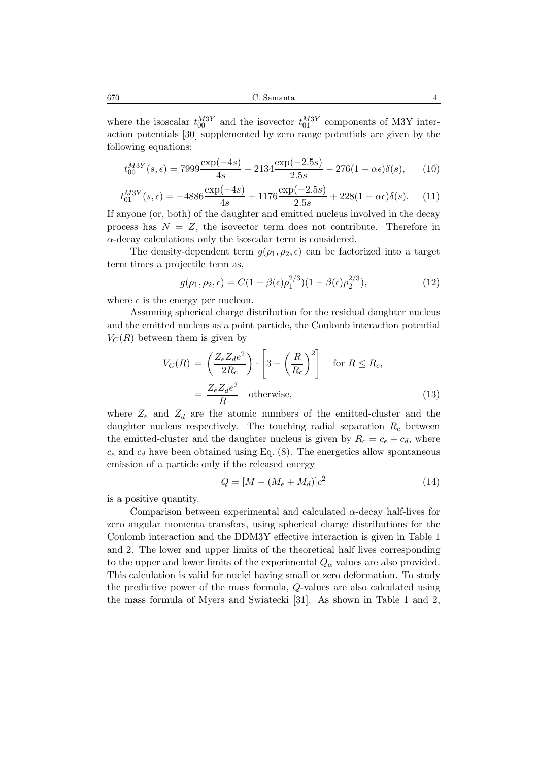where the isoscalar $t_{00}^{M3Y}$ and the isovector $t_{01}^{M3Y}$ components of M3Y interaction potentials [30] supplemented by zero range potentials are given by the following equations:

$$t_{00}^{M3Y}(s,\epsilon) = 7999\frac{\exp(-4s)}{4s} - 2134\frac{\exp(-2.5s)}{2.5s} - 276(1-\alpha\epsilon)\delta(s), \tag{10}$$

$$t_{01}^{M3Y}(s,\epsilon) = -4886\frac{\exp(-4s)}{4s} + 1176\frac{\exp(-2.5s)}{2.5s} + 228(1-\alpha\epsilon)\delta(s). \tag{11}$$

If anyone (or, both) of the daughter and emitted nucleus involved in the decay process has $N = Z$, the isovector term does not contribute. Therefore in $\alpha$-decay calculations only the isoscalar term is considered.

The density-dependent term $g(\rho_1, \rho_2, \epsilon)$ can be factorized into a target term times a projectile term as,

$$g(\rho_1, \rho_2, \epsilon) = C(1 - \beta(\epsilon)\rho_1^{2/3})(1 - \beta(\epsilon)\rho_2^{2/3}), \tag{12}$$

where $\epsilon$ is the energy per nucleon.

Assuming spherical charge distribution for the residual daughter nucleus and the emitted nucleus as a point particle, the Coulomb interaction potential $V_C(R)$ between them is given by

$$\begin{aligned} V_C(R) &= \left(\frac{Z_e Z_d e^2}{2R_c}\right) \cdot \left[3 - \left(\frac{R}{R_c}\right)^2\right] \quad \text{for } R \leq R_c, \\ &= \frac{Z_e Z_d e^2}{R} \quad \text{otherwise,} \end{aligned} \tag{13}$$

where $Z_e$ and $Z_d$ are the atomic numbers of the emitted-cluster and the daughter nucleus respectively. The touching radial separation $R_c$ between the emitted-cluster and the daughter nucleus is given by $R_c = c_e + c_d$, where $c_e$ and $c_d$ have been obtained using Eq. (8). The energetics allow spontaneous emission of a particle only if the released energy

$$Q = [M - (M_e + M_d)]c^2 \tag{14}$$

is a positive quantity.

Comparison between experimental and calculated $\alpha$-decay half-lives for zero angular momenta transfers, using spherical charge distributions for the Coulomb interaction and the DDM3Y effective interaction is given in Table 1 and 2. The lower and upper limits of the theoretical half lives corresponding to the upper and lower limits of the experimental $Q_\alpha$ values are also provided. This calculation is valid for nuclei having small or zero deformation. To study the predictive power of the mass formula, $Q$-values are also calculated using the mass formula of Myers and Swiatecki [31]. As shown in Table 1 and 2,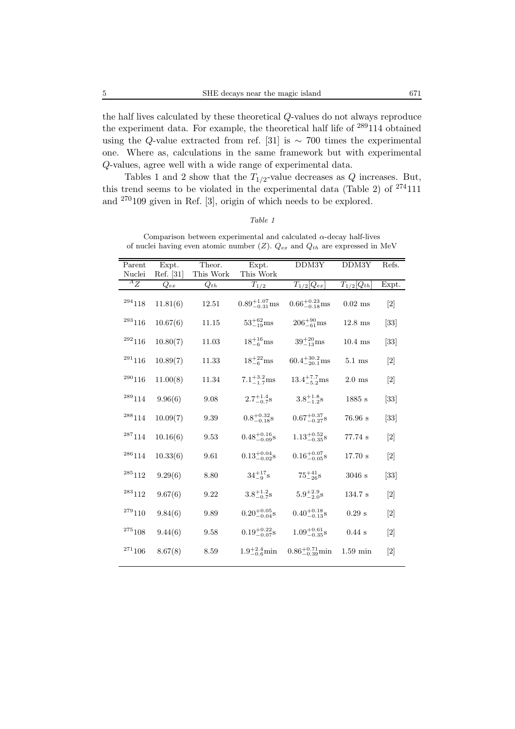the half lives calculated by these theoretical $Q$-values do not always reproduce the experiment data. For example, the theoretical half life of $^{289}114$ obtained using the $Q$-value extracted from ref. [31] is $\sim$ 700 times the experimental one. Where as, calculations in the same framework but with experimental $Q$-values, agree well with a wide range of experimental data.

Tables 1 and 2 show that the $T_{1/2}$-value decreases as $Q$ increases. But, this trend seems to be violated in the experimental data (Table 2) of $^{274}111$ and $^{270}109$ given in Ref. [3], origin of which needs to be explored.

*Table 1*

Comparison between experimental and calculated $\alpha$-decay half-lives of nuclei having even atomic number ($Z$). $Q_{ex}$ and $Q_{th}$ are expressed in MeV

| Parent Nuclei | Expt. Ref. [31] | Theor. This Work | Expt. This Work | DDM3Y | DDM3Y | Refs. |
|---|---|---|---|---|---|---|
| $^{A}Z$ | $Q_{ex}$ | $Q_{th}$ | $T_{1/2}$ | $T_{1/2}[Q_{ex}]$ | $T_{1/2}[Q_{th}]$ | Expt. |
| $^{294}118$ | 11.81(6) | 12.51 | $0.89^{+1.07}_{-0.31}$ms | $0.66^{+0.23}_{-0.18}$ms | 0.02 ms | [2] |
| $^{293}116$ | 10.67(6) | 11.15 | $53^{+62}_{-19}$ms | $206^{+90}_{-61}$ms | 12.8 ms | [33] |
| $^{292}116$ | 10.80(7) | 11.03 | $18^{+16}_{-6}$ms | $39^{+20}_{-13}$ms | 10.4 ms | [33] |
| $^{291}116$ | 10.89(7) | 11.33 | $18^{+22}_{-6}$ms | $60.4^{+30.2}_{-20.1}$ms | 5.1 ms | [2] |
| $^{290}116$ | 11.00(8) | 11.34 | $7.1^{+3.2}_{-1.7}$ms | $13.4^{+7.7}_{-5.2}$ms | 2.0 ms | [2] |
| $^{289}114$ | 9.96(6) | 9.08 | $2.7^{+1.4}_{-0.7}$s | $3.8^{+1.8}_{-1.2}$s | 1885 s | [33] |
| $^{288}114$ | 10.09(7) | 9.39 | $0.8^{+0.32}_{-0.18}$s | $0.67^{+0.37}_{-0.27}$s | 76.96 s | [33] |
| $^{287}114$ | 10.16(6) | 9.53 | $0.48^{+0.16}_{-0.09}$s | $1.13^{+0.52}_{-0.35}$s | 77.74 s | [2] |
| $^{286}114$ | 10.33(6) | 9.61 | $0.13^{+0.04}_{-0.02}$s | $0.16^{+0.07}_{-0.05}$s | 17.70 s | [2] |
| $^{285}112$ | 9.29(6) | 8.80 | $34^{+17}_{-9}$s | $75^{+41}_{-26}$s | 3046 s | [33] |
| $^{283}112$ | 9.67(6) | 9.22 | $3.8^{+1.2}_{-0.7}$s | $5.9^{+2.9}_{-2.0}$s | 134.7 s | [2] |
| $^{279}110$ | 9.84(6) | 9.89 | $0.20^{+0.05}_{-0.04}$s | $0.40^{+0.18}_{-0.13}$s | 0.29 s | [2] |
| $^{275}108$ | 9.44(6) | 9.58 | $0.19^{+0.22}_{-0.07}$s | $1.09^{+0.61}_{-0.35}$s | 0.44 s | [2] |
| $^{271}106$ | 8.67(8) | 8.59 | $1.9^{+2.4}_{-0.6}$min | $0.86^{+0.71}_{-0.39}$min | 1.59 min | [2] |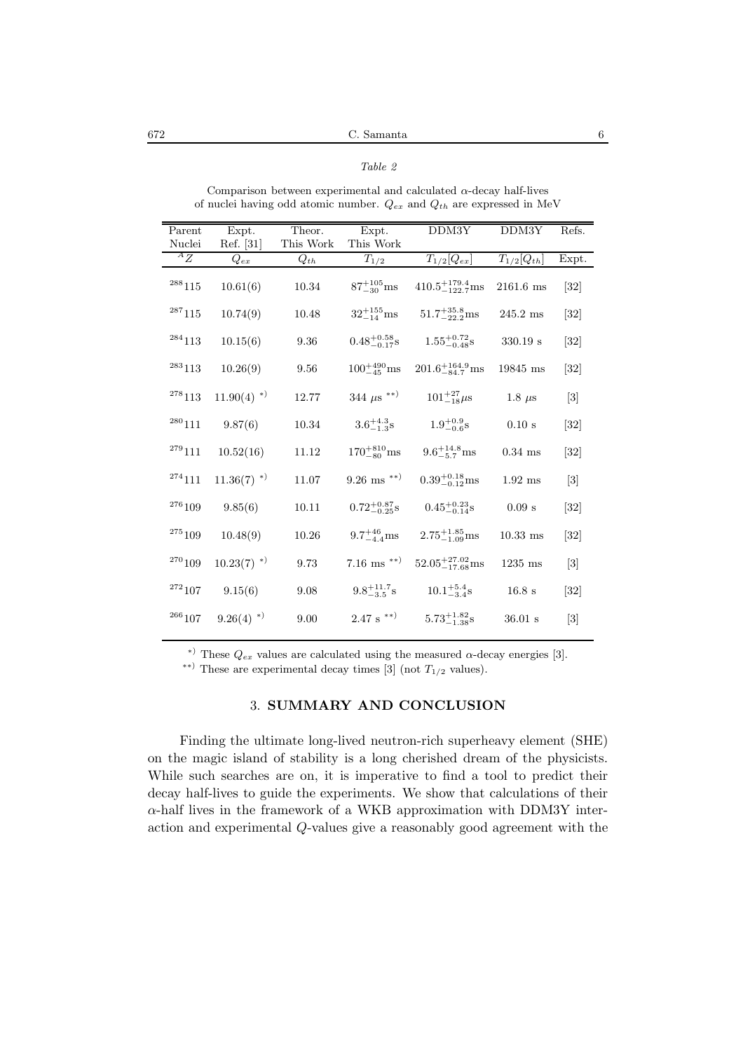*Table 2*

Comparison between experimental and calculated $\alpha$-decay half-lives of nuclei having odd atomic number. $Q_{ex}$ and $Q_{th}$ are expressed in MeV

| Parent Nuclei | Expt. Ref. [31] | Theor. This Work | Expt. This Work | DDM3Y | DDM3Y | Refs. |
|---|---|---|---|---|---|---|
| $^{A}Z$ | $Q_{ex}$ | $Q_{th}$ | $T_{1/2}$ | $T_{1/2}[Q_{ex}]$ | $T_{1/2}[Q_{th}]$ | Expt. |
| $^{288}115$ | 10.61(6) | 10.34 | $87^{+105}_{-30}$ms | $410.5^{+179.4}_{-122.7}$ms | 2161.6 ms | [32] |
| $^{287}115$ | 10.74(9) | 10.48 | $32^{+155}_{-14}$ms | $51.7^{+35.8}_{-22.2}$ms | 245.2 ms | [32] |
| $^{284}113$ | 10.15(6) | 9.36 | $0.48^{+0.58}_{-0.17}$s | $1.55^{+0.72}_{-0.48}$s | 330.19 s | [32] |
| $^{283}113$ | 10.26(9) | 9.56 | $100^{+490}_{-45}$ms | $201.6^{+164.9}_{-84.7}$ms | 19845 ms | [32] |
| $^{278}113$ | 11.90(4) *) | 12.77 | 344 $\mu$s **) | $101^{+27}_{-18}\mu$s | 1.8 $\mu$s | [3] |
| $^{280}111$ | 9.87(6) | 10.34 | $3.6^{+4.3}_{-1.3}$s | $1.9^{+0.9}_{-0.6}$s | 0.10 s | [32] |
| $^{279}111$ | 10.52(16) | 11.12 | $170^{+810}_{-80}$ms | $9.6^{+14.8}_{-5.7}$ms | 0.34 ms | [32] |
| $^{274}111$ | 11.36(7) *) | 11.07 | 9.26 ms **) | $0.39^{+0.18}_{-0.12}$ms | 1.92 ms | [3] |
| $^{276}109$ | 9.85(6) | 10.11 | $0.72^{+0.87}_{-0.25}$s | $0.45^{+0.23}_{-0.14}$s | 0.09 s | [32] |
| $^{275}109$ | 10.48(9) | 10.26 | $9.7^{+46}_{-4.4}$ms | $2.75^{+1.85}_{-1.09}$ms | 10.33 ms | [32] |
| $^{270}109$ | 10.23(7) *) | 9.73 | 7.16 ms **) | $52.05^{+27.02}_{-17.68}$ms | 1235 ms | [3] |
| $^{272}107$ | 9.15(6) | 9.08 | $9.8^{+11.7}_{-3.5}$s | $10.1^{+5.4}_{-3.4}$s | 16.8 s | [32] |
| $^{266}107$ | 9.26(4) *) | 9.00 | 2.47 s **) | $5.73^{+1.82}_{-1.38}$s | 36.01 s | [3] |

*) These $Q_{ex}$ values are calculated using the measured $\alpha$-decay energies [3].

**) These are experimental decay times [3] (not $T_{1/2}$ values).

## 3. SUMMARY AND CONCLUSION

Finding the ultimate long-lived neutron-rich superheavy element (SHE) on the magic island of stability is a long cherished dream of the physicists. While such searches are on, it is imperative to find a tool to predict their decay half-lives to guide the experiments. We show that calculations of their $\alpha$-half lives in the framework of a WKB approximation with DDM3Y interaction and experimental $Q$-values give a reasonably good agreement with the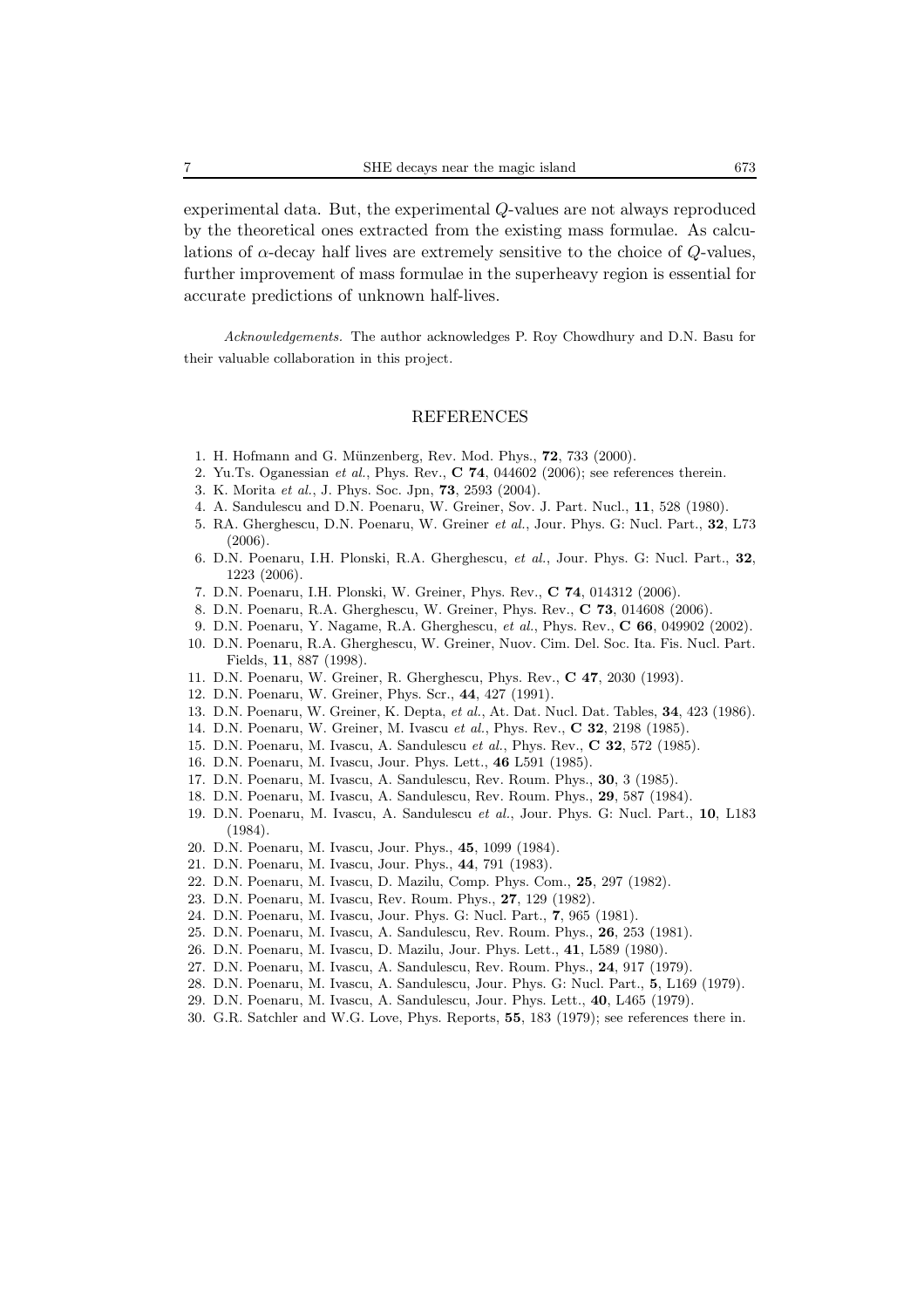experimental data. But, the experimental $Q$-values are not always reproduced by the theoretical ones extracted from the existing mass formulae. As calculations of $\alpha$-decay half lives are extremely sensitive to the choice of $Q$-values, further improvement of mass formulae in the superheavy region is essential for accurate predictions of unknown half-lives.

*Acknowledgements.* The author acknowledges P. Roy Chowdhury and D.N. Basu for their valuable collaboration in this project.

## REFERENCES

1. H. Hofmann and G. Münzenberg, Rev. Mod. Phys., **72**, 733 (2000).
2. Yu.Ts. Oganessian *et al.*, Phys. Rev., **C 74**, 044602 (2006); see references therein.
3. K. Morita *et al.*, J. Phys. Soc. Jpn, **73**, 2593 (2004).
4. A. Sandulescu and D.N. Poenaru, W. Greiner, Sov. J. Part. Nucl., **11**, 528 (1980).
5. RA. Gherghescu, D.N. Poenaru, W. Greiner *et al.*, Jour. Phys. G: Nucl. Part., **32**, L73 (2006).
6. D.N. Poenaru, I.H. Plonski, R.A. Gherghescu, *et al.*, Jour. Phys. G: Nucl. Part., **32**, 1223 (2006).
7. D.N. Poenaru, I.H. Plonski, W. Greiner, Phys. Rev., **C 74**, 014312 (2006).
8. D.N. Poenaru, R.A. Gherghescu, W. Greiner, Phys. Rev., **C 73**, 014608 (2006).
9. D.N. Poenaru, Y. Nagame, R.A. Gherghescu, *et al.*, Phys. Rev., **C 66**, 049902 (2002).
10. D.N. Poenaru, R.A. Gherghescu, W. Greiner, Nuov. Cim. Del. Soc. Ita. Fis. Nucl. Part. Fields, **11**, 887 (1998).
11. D.N. Poenaru, W. Greiner, R. Gherghescu, Phys. Rev., **C 47**, 2030 (1993).
12. D.N. Poenaru, W. Greiner, Phys. Scr., **44**, 427 (1991).
13. D.N. Poenaru, W. Greiner, K. Depta, *et al.*, At. Dat. Nucl. Dat. Tables, **34**, 423 (1986).
14. D.N. Poenaru, W. Greiner, M. Ivascu *et al.*, Phys. Rev., **C 32**, 2198 (1985).
15. D.N. Poenaru, M. Ivascu, A. Sandulescu *et al.*, Phys. Rev., **C 32**, 572 (1985).
16. D.N. Poenaru, M. Ivascu, Jour. Phys. Lett., **46** L591 (1985).
17. D.N. Poenaru, M. Ivascu, A. Sandulescu, Rev. Roum. Phys., **30**, 3 (1985).
18. D.N. Poenaru, M. Ivascu, A. Sandulescu, Rev. Roum. Phys., **29**, 587 (1984).
19. D.N. Poenaru, M. Ivascu, A. Sandulescu *et al.*, Jour. Phys. G: Nucl. Part., **10**, L183 (1984).
20. D.N. Poenaru, M. Ivascu, Jour. Phys., **45**, 1099 (1984).
21. D.N. Poenaru, M. Ivascu, Jour. Phys., **44**, 791 (1983).
22. D.N. Poenaru, M. Ivascu, D. Mazilu, Comp. Phys. Com., **25**, 297 (1982).
23. D.N. Poenaru, M. Ivascu, Rev. Roum. Phys., **27**, 129 (1982).
24. D.N. Poenaru, M. Ivascu, Jour. Phys. G: Nucl. Part., **7**, 965 (1981).
25. D.N. Poenaru, M. Ivascu, A. Sandulescu, Rev. Roum. Phys., **26**, 253 (1981).
26. D.N. Poenaru, M. Ivascu, D. Mazilu, Jour. Phys. Lett., **41**, L589 (1980).
27. D.N. Poenaru, M. Ivascu, A. Sandulescu, Rev. Roum. Phys., **24**, 917 (1979).
28. D.N. Poenaru, M. Ivascu, A. Sandulescu, Jour. Phys. G: Nucl. Part., **5**, L169 (1979).
29. D.N. Poenaru, M. Ivascu, A. Sandulescu, Jour. Phys. Lett., **40**, L465 (1979).
30. G.R. Satchler and W.G. Love, Phys. Reports, **55**, 183 (1979); see references there in.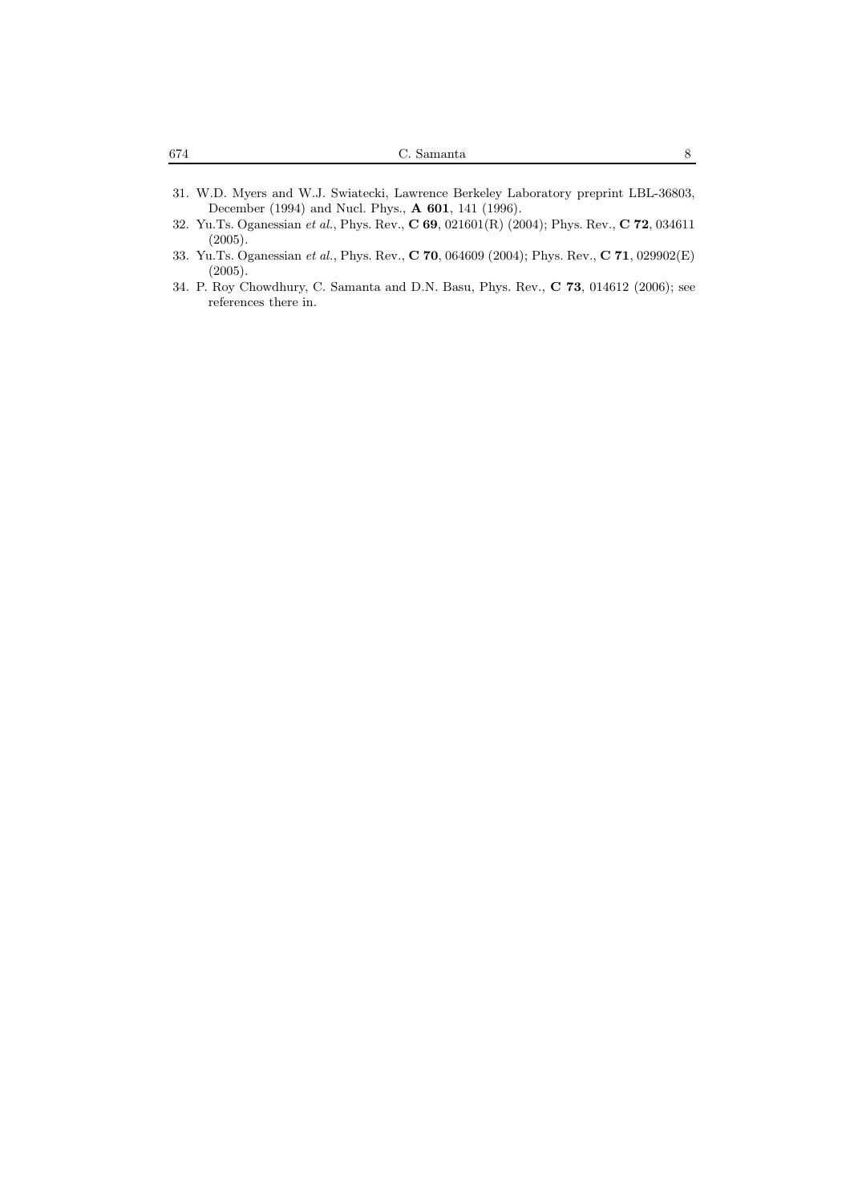31. W.D. Myers and W.J. Swiatecki, Lawrence Berkeley Laboratory preprint LBL-36803, December (1994) and Nucl. Phys., **A 601**, 141 (1996).
32. Yu.Ts. Oganessian *et al.*, Phys. Rev., **C 69**, 021601(R) (2004); Phys. Rev., **C 72**, 034611 (2005).
33. Yu.Ts. Oganessian *et al.*, Phys. Rev., **C 70**, 064609 (2004); Phys. Rev., **C 71**, 029902(E) (2005).
34. P. Roy Chowdhury, C. Samanta and D.N. Basu, Phys. Rev., **C 73**, 014612 (2006); see references there in.